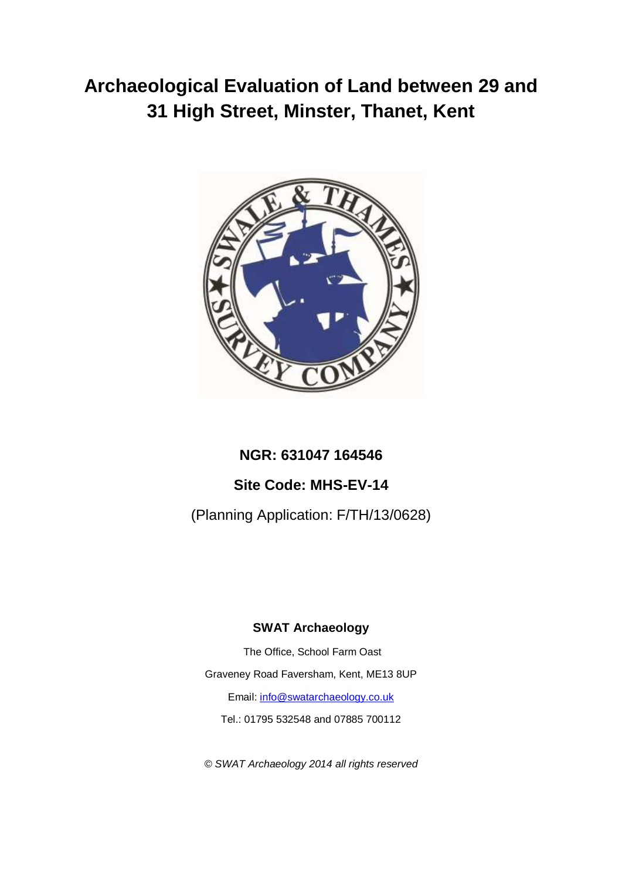# Archaeological Evaluation of Land between 29 and 31 High Street, Minster, Thanet, Kent

**NGR: 631047 164546**

**Site Code: MHS-EV-14**

(Planning Application: F/TH/13/0628)

**SWAT Archaeology**

The Office, School Farm Oast

Graveney Road Faversham, Kent, ME13 8UP

Email: info@swatarchaeology.co.uk

Tel.: 01795 532548 and 07885 700112

*© SWAT Archaeology 2014 all rights reserved*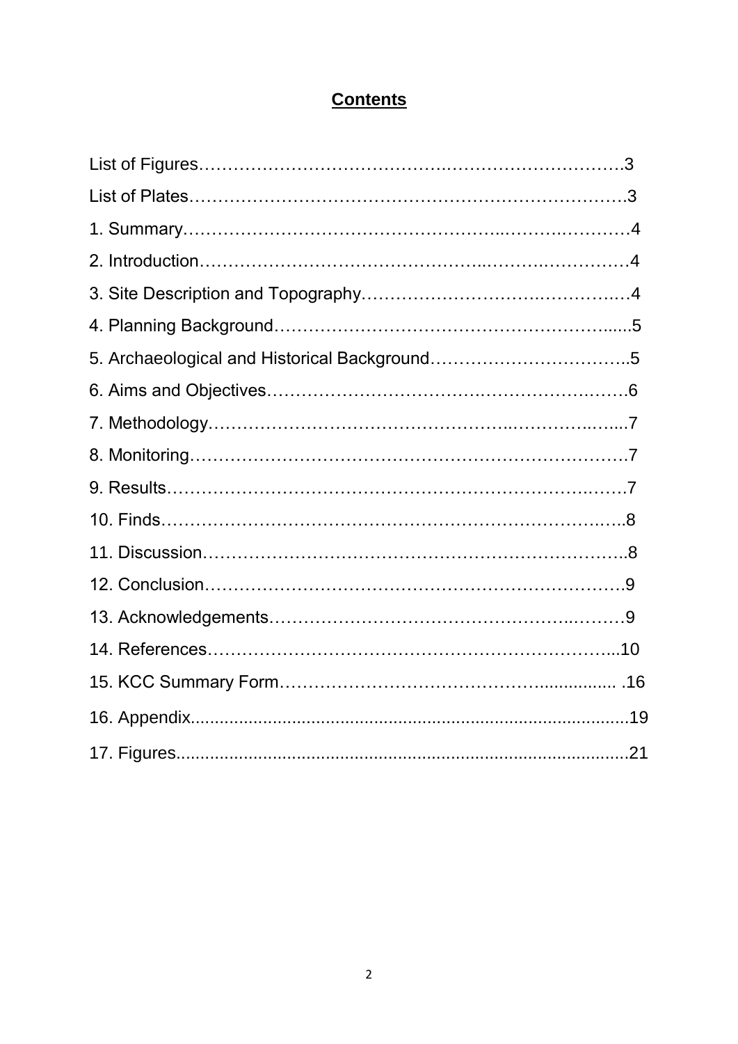# **Contents**

List of Figures……………………………….………………………….3

List of Plates……….…………………….…………………………….3

1. Summary……………………………………………..…….….………4

2. Introduction………………………………………..……….………….4

3. Site Description and Topography………………………….………….4

4. Planning Background…………………………………………….......5

5. Archaeological and Historical Background……………………………..5

6. Aims and Objectives………………………….…………………….….6

7. Methodology……………………………………….…………..…....7

8. Monitoring……………………………………………………………7

9. Results………………………………………………………….…….7

10. Finds…………………………………………………………….…..8

11. Discussion…………………………………………………………..8

12. Conclusion………………………………………………………….9

13. Acknowledgements…………………………………………..………9

14. References……………………………………………………….....10

15. KCC Summary Form………………………………………................ .16

16. Appendix............................................................................................19

17. Figures...............................................................................................21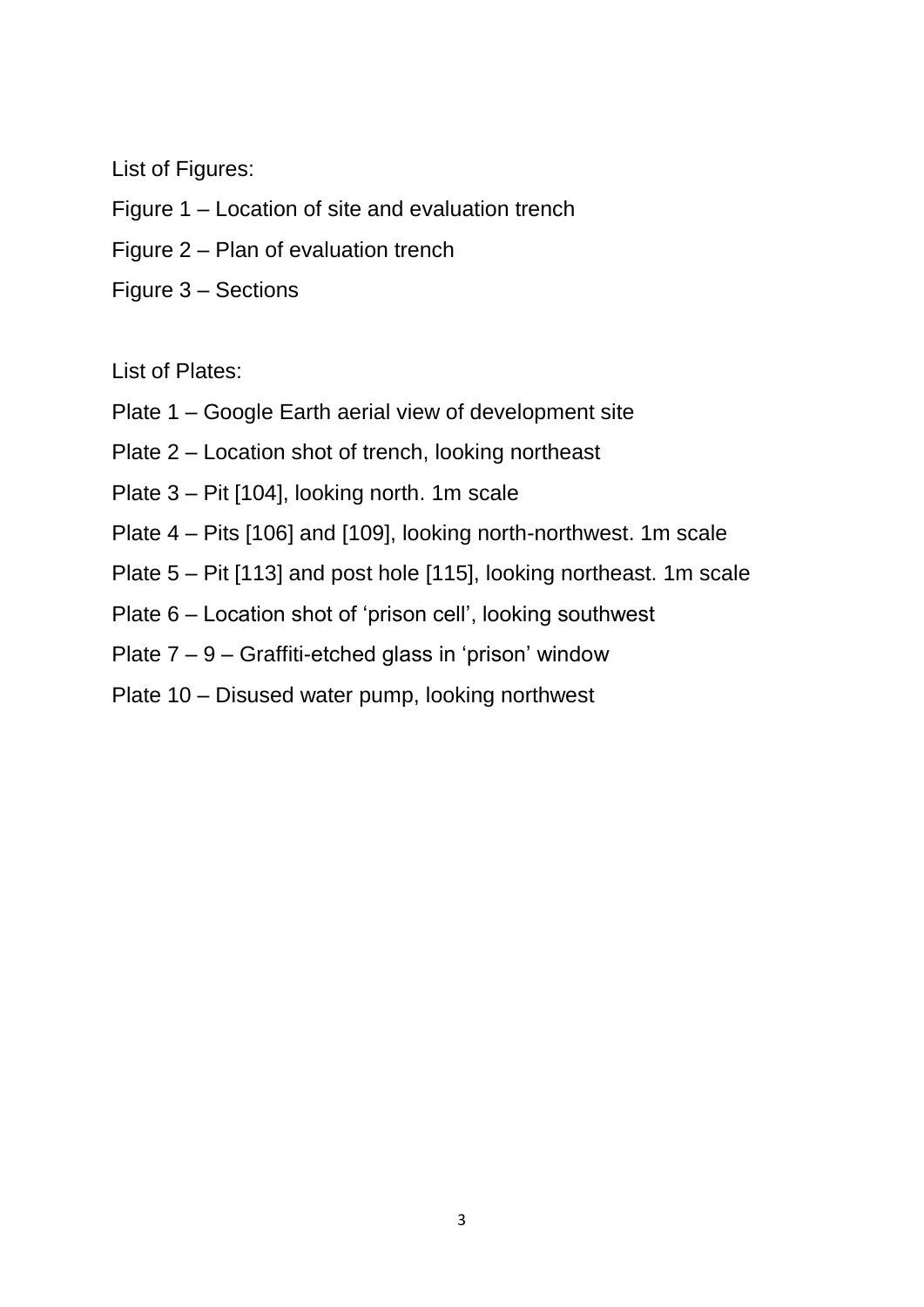List of Figures:

Figure 1 – Location of site and evaluation trench

Figure 2 – Plan of evaluation trench

Figure 3 – Sections

List of Plates:

Plate 1 – Google Earth aerial view of development site

Plate 2 – Location shot of trench, looking northeast

Plate 3 – Pit [104], looking north. 1m scale

Plate 4 – Pits [106] and [109], looking north-northwest. 1m scale

Plate 5 – Pit [113] and post hole [115], looking northeast. 1m scale

Plate 6 – Location shot of 'prison cell', looking southwest

Plate 7 – 9 – Graffiti-etched glass in 'prison' window

Plate 10 – Disused water pump, looking northwest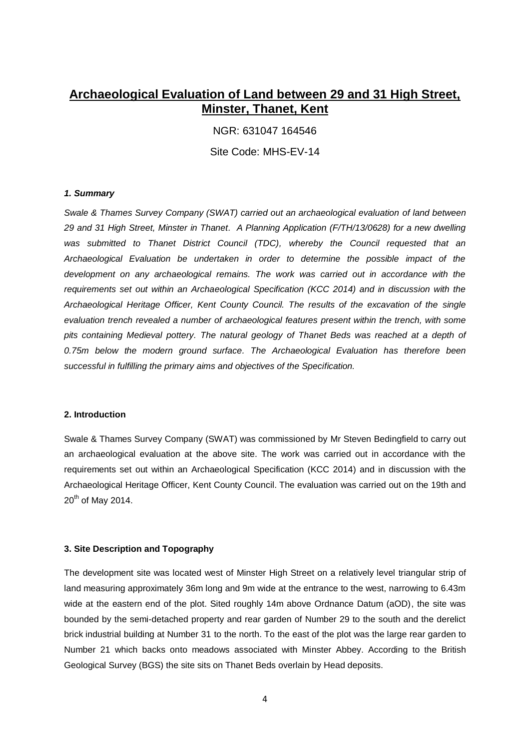# Archaeological Evaluation of Land between 29 and 31 High Street, Minster, Thanet, Kent

NGR: 631047 164546

Site Code: MHS-EV-14

### *1. Summary*

*Swale & Thames Survey Company (SWAT) carried out an archaeological evaluation of land between 29 and 31 High Street, Minster in Thanet. A Planning Application (F/TH/13/0628) for a new dwelling was submitted to Thanet District Council (TDC), whereby the Council requested that an Archaeological Evaluation be undertaken in order to determine the possible impact of the development on any archaeological remains. The work was carried out in accordance with the requirements set out within an Archaeological Specification (KCC 2014) and in discussion with the Archaeological Heritage Officer, Kent County Council. The results of the excavation of the single evaluation trench revealed a number of archaeological features present within the trench, with some pits containing Medieval pottery. The natural geology of Thanet Beds was reached at a depth of 0.75m below the modern ground surface. The Archaeological Evaluation has therefore been successful in fulfilling the primary aims and objectives of the Specification.*

### 2. Introduction

Swale & Thames Survey Company (SWAT) was commissioned by Mr Steven Bedingfield to carry out an archaeological evaluation at the above site. The work was carried out in accordance with the requirements set out within an Archaeological Specification (KCC 2014) and in discussion with the Archaeological Heritage Officer, Kent County Council. The evaluation was carried out on the 19th and 20th of May 2014.

### 3. Site Description and Topography

The development site was located west of Minster High Street on a relatively level triangular strip of land measuring approximately 36m long and 9m wide at the entrance to the west, narrowing to 6.43m wide at the eastern end of the plot. Sited roughly 14m above Ordnance Datum (aOD), the site was bounded by the semi-detached property and rear garden of Number 29 to the south and the derelict brick industrial building at Number 31 to the north. To the east of the plot was the large rear garden to Number 21 which backs onto meadows associated with Minster Abbey. According to the British Geological Survey (BGS) the site sits on Thanet Beds overlain by Head deposits.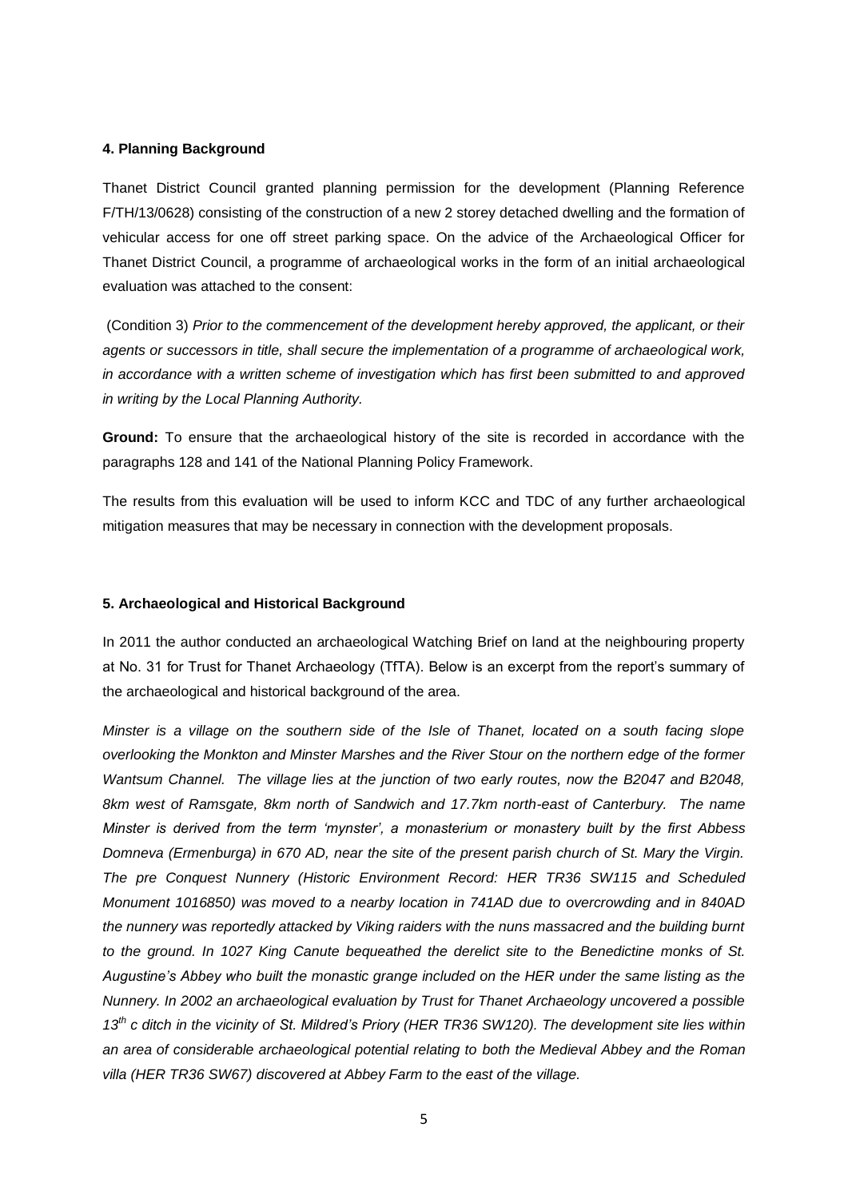#### 4. Planning Background

Thanet District Council granted planning permission for the development (Planning Reference F/TH/13/0628) consisting of the construction of a new 2 storey detached dwelling and the formation of vehicular access for one off street parking space. On the advice of the Archaeological Officer for Thanet District Council, a programme of archaeological works in the form of an initial archaeological evaluation was attached to the consent:

(Condition 3) *Prior to the commencement of the development hereby approved, the applicant, or their agents or successors in title, shall secure the implementation of a programme of archaeological work, in accordance with a written scheme of investigation which has first been submitted to and approved in writing by the Local Planning Authority.*

**Ground:** To ensure that the archaeological history of the site is recorded in accordance with the paragraphs 128 and 141 of the National Planning Policy Framework.

The results from this evaluation will be used to inform KCC and TDC of any further archaeological mitigation measures that may be necessary in connection with the development proposals.

#### 5. Archaeological and Historical Background

In 2011 the author conducted an archaeological Watching Brief on land at the neighbouring property at No. 31 for Trust for Thanet Archaeology (TfTA). Below is an excerpt from the report's summary of the archaeological and historical background of the area.

*Minster is a village on the southern side of the Isle of Thanet, located on a south facing slope overlooking the Monkton and Minster Marshes and the River Stour on the northern edge of the former Wantsum Channel. The village lies at the junction of two early routes, now the B2047 and B2048, 8km west of Ramsgate, 8km north of Sandwich and 17.7km north-east of Canterbury. The name Minster is derived from the term 'mynster', a monasterium or monastery built by the first Abbess Domneva (Ermenburga) in 670 AD, near the site of the present parish church of St. Mary the Virgin. The pre Conquest Nunnery (Historic Environment Record: HER TR36 SW115 and Scheduled Monument 1016850) was moved to a nearby location in 741AD due to overcrowding and in 840AD the nunnery was reportedly attacked by Viking raiders with the nuns massacred and the building burnt to the ground. In 1027 King Canute bequeathed the derelict site to the Benedictine monks of St. Augustine's Abbey who built the monastic grange included on the HER under the same listing as the Nunnery. In 2002 an archaeological evaluation by Trust for Thanet Archaeology uncovered a possible 13th c ditch in the vicinity of St. Mildred's Priory (HER TR36 SW120). The development site lies within an area of considerable archaeological potential relating to both the Medieval Abbey and the Roman villa (HER TR36 SW67) discovered at Abbey Farm to the east of the village.*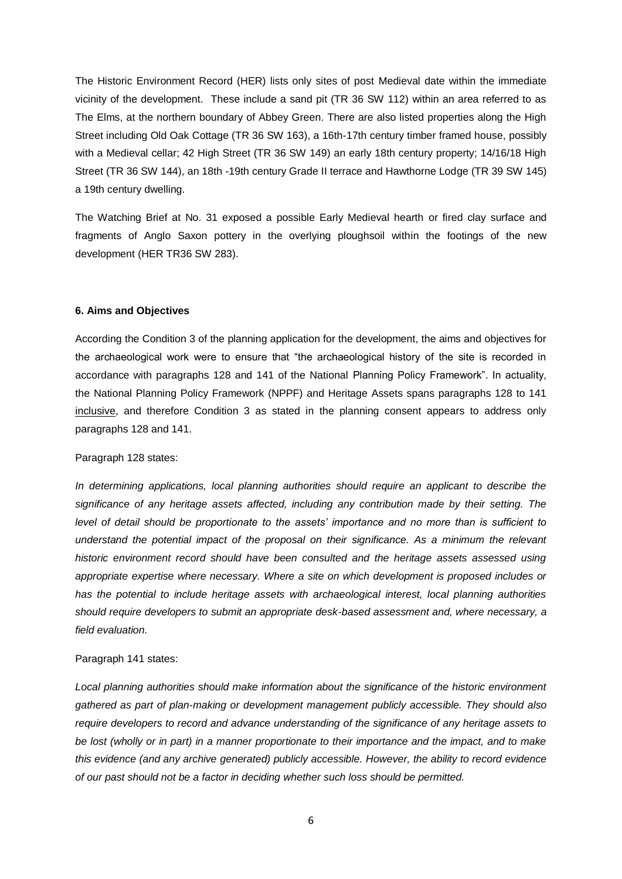The Historic Environment Record (HER) lists only sites of post Medieval date within the immediate vicinity of the development. These include a sand pit (TR 36 SW 112) within an area referred to as The Elms, at the northern boundary of Abbey Green. There are also listed properties along the High Street including Old Oak Cottage (TR 36 SW 163), a 16th-17th century timber framed house, possibly with a Medieval cellar; 42 High Street (TR 36 SW 149) an early 18th century property; 14/16/18 High Street (TR 36 SW 144), an 18th -19th century Grade II terrace and Hawthorne Lodge (TR 39 SW 145) a 19th century dwelling.

The Watching Brief at No. 31 exposed a possible Early Medieval hearth or fired clay surface and fragments of Anglo Saxon pottery in the overlying ploughsoil within the footings of the new development (HER TR36 SW 283).

### 6. Aims and Objectives

According the Condition 3 of the planning application for the development, the aims and objectives for the archaeological work were to ensure that "the archaeological history of the site is recorded in accordance with paragraphs 128 and 141 of the National Planning Policy Framework". In actuality, the National Planning Policy Framework (NPPF) and Heritage Assets spans paragraphs 128 to 141 <u>inclusive</u>, and therefore Condition 3 as stated in the planning consent appears to address only paragraphs 128 and 141.

Paragraph 128 states:

*In determining applications, local planning authorities should require an applicant to describe the significance of any heritage assets affected, including any contribution made by their setting. The level of detail should be proportionate to the assets' importance and no more than is sufficient to understand the potential impact of the proposal on their significance. As a minimum the relevant historic environment record should have been consulted and the heritage assets assessed using appropriate expertise where necessary. Where a site on which development is proposed includes or has the potential to include heritage assets with archaeological interest, local planning authorities should require developers to submit an appropriate desk-based assessment and, where necessary, a field evaluation.*

Paragraph 141 states:

*Local planning authorities should make information about the significance of the historic environment gathered as part of plan-making or development management publicly accessible. They should also require developers to record and advance understanding of the significance of any heritage assets to be lost (wholly or in part) in a manner proportionate to their importance and the impact, and to make this evidence (and any archive generated) publicly accessible. However, the ability to record evidence of our past should not be a factor in deciding whether such loss should be permitted.*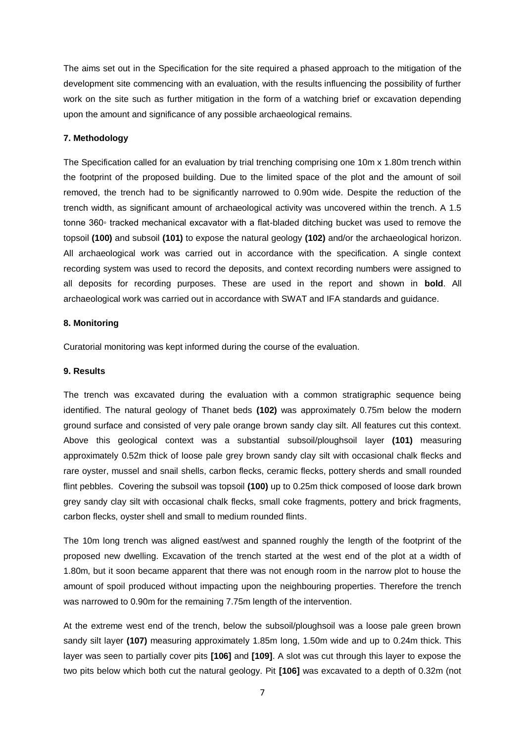The aims set out in the Specification for the site required a phased approach to the mitigation of the development site commencing with an evaluation, with the results influencing the possibility of further work on the site such as further mitigation in the form of a watching brief or excavation depending upon the amount and significance of any possible archaeological remains.

**7. Methodology**

The Specification called for an evaluation by trial trenching comprising one 10m x 1.80m trench within the footprint of the proposed building. Due to the limited space of the plot and the amount of soil removed, the trench had to be significantly narrowed to 0.90m wide. Despite the reduction of the trench width, as significant amount of archaeological activity was uncovered within the trench. A 1.5 tonne 360◦ tracked mechanical excavator with a flat-bladed ditching bucket was used to remove the topsoil **(100)** and subsoil **(101)** to expose the natural geology **(102)** and/or the archaeological horizon. All archaeological work was carried out in accordance with the specification. A single context recording system was used to record the deposits, and context recording numbers were assigned to all deposits for recording purposes. These are used in the report and shown in **bold**. All archaeological work was carried out in accordance with SWAT and IFA standards and guidance.

**8. Monitoring**

Curatorial monitoring was kept informed during the course of the evaluation.

**9. Results**

The trench was excavated during the evaluation with a common stratigraphic sequence being identified. The natural geology of Thanet beds **(102)** was approximately 0.75m below the modern ground surface and consisted of very pale orange brown sandy clay silt. All features cut this context. Above this geological context was a substantial subsoil/ploughsoil layer **(101)** measuring approximately 0.52m thick of loose pale grey brown sandy clay silt with occasional chalk flecks and rare oyster, mussel and snail shells, carbon flecks, ceramic flecks, pottery sherds and small rounded flint pebbles. Covering the subsoil was topsoil **(100)** up to 0.25m thick composed of loose dark brown grey sandy clay silt with occasional chalk flecks, small coke fragments, pottery and brick fragments, carbon flecks, oyster shell and small to medium rounded flints.

The 10m long trench was aligned east/west and spanned roughly the length of the footprint of the proposed new dwelling. Excavation of the trench started at the west end of the plot at a width of 1.80m, but it soon became apparent that there was not enough room in the narrow plot to house the amount of spoil produced without impacting upon the neighbouring properties. Therefore the trench was narrowed to 0.90m for the remaining 7.75m length of the intervention.

At the extreme west end of the trench, below the subsoil/ploughsoil was a loose pale green brown sandy silt layer **(107)** measuring approximately 1.85m long, 1.50m wide and up to 0.24m thick. This layer was seen to partially cover pits **[106]** and **[109]**. A slot was cut through this layer to expose the two pits below which both cut the natural geology. Pit **[106]** was excavated to a depth of 0.32m (not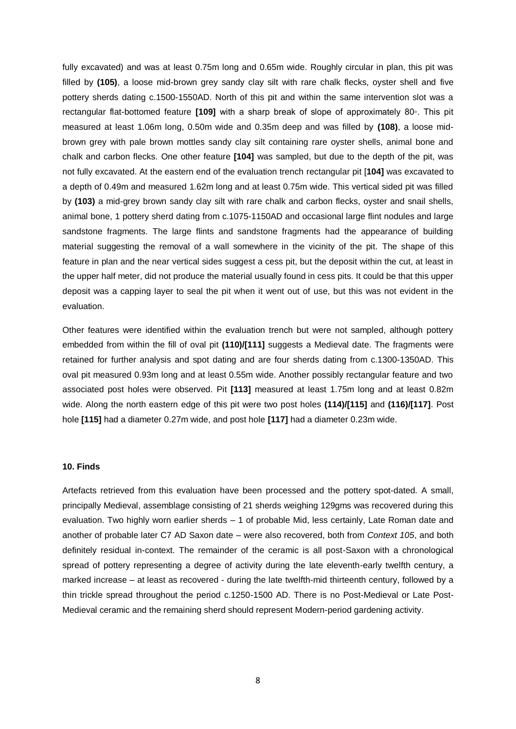fully excavated) and was at least 0.75m long and 0.65m wide. Roughly circular in plan, this pit was filled by **(105)**, a loose mid-brown grey sandy clay silt with rare chalk flecks, oyster shell and five pottery sherds dating c.1500-1550AD. North of this pit and within the same intervention slot was a rectangular flat-bottomed feature **[109]** with a sharp break of slope of approximately 80◦. This pit measured at least 1.06m long, 0.50m wide and 0.35m deep and was filled by **(108)**, a loose mid-brown grey with pale brown mottles sandy clay silt containing rare oyster shells, animal bone and chalk and carbon flecks. One other feature **[104]** was sampled, but due to the depth of the pit, was not fully excavated. At the eastern end of the evaluation trench rectangular pit [**104]** was excavated to a depth of 0.49m and measured 1.62m long and at least 0.75m wide. This vertical sided pit was filled by **(103)** a mid-grey brown sandy clay silt with rare chalk and carbon flecks, oyster and snail shells, animal bone, 1 pottery sherd dating from c.1075-1150AD and occasional large flint nodules and large sandstone fragments. The large flints and sandstone fragments had the appearance of building material suggesting the removal of a wall somewhere in the vicinity of the pit. The shape of this feature in plan and the near vertical sides suggest a cess pit, but the deposit within the cut, at least in the upper half meter, did not produce the material usually found in cess pits. It could be that this upper deposit was a capping layer to seal the pit when it went out of use, but this was not evident in the evaluation.

Other features were identified within the evaluation trench but were not sampled, although pottery embedded from within the fill of oval pit **(110)/[111]** suggests a Medieval date. The fragments were retained for further analysis and spot dating and are four sherds dating from c.1300-1350AD. This oval pit measured 0.93m long and at least 0.55m wide. Another possibly rectangular feature and two associated post holes were observed. Pit **[113]** measured at least 1.75m long and at least 0.82m wide. Along the north eastern edge of this pit were two post holes **(114)/[115]** and **(116)/[117]**. Post hole **[115]** had a diameter 0.27m wide, and post hole **[117]** had a diameter 0.23m wide.

#### 10. Finds

Artefacts retrieved from this evaluation have been processed and the pottery spot-dated. A small, principally Medieval, assemblage consisting of 21 sherds weighing 129gms was recovered during this evaluation. Two highly worn earlier sherds – 1 of probable Mid, less certainly, Late Roman date and another of probable later C7 AD Saxon date – were also recovered, both from *Context 105*, and both definitely residual in-context. The remainder of the ceramic is all post-Saxon with a chronological spread of pottery representing a degree of activity during the late eleventh-early twelfth century, a marked increase – at least as recovered - during the late twelfth-mid thirteenth century, followed by a thin trickle spread throughout the period c.1250-1500 AD. There is no Post-Medieval or Late Post-Medieval ceramic and the remaining sherd should represent Modern-period gardening activity.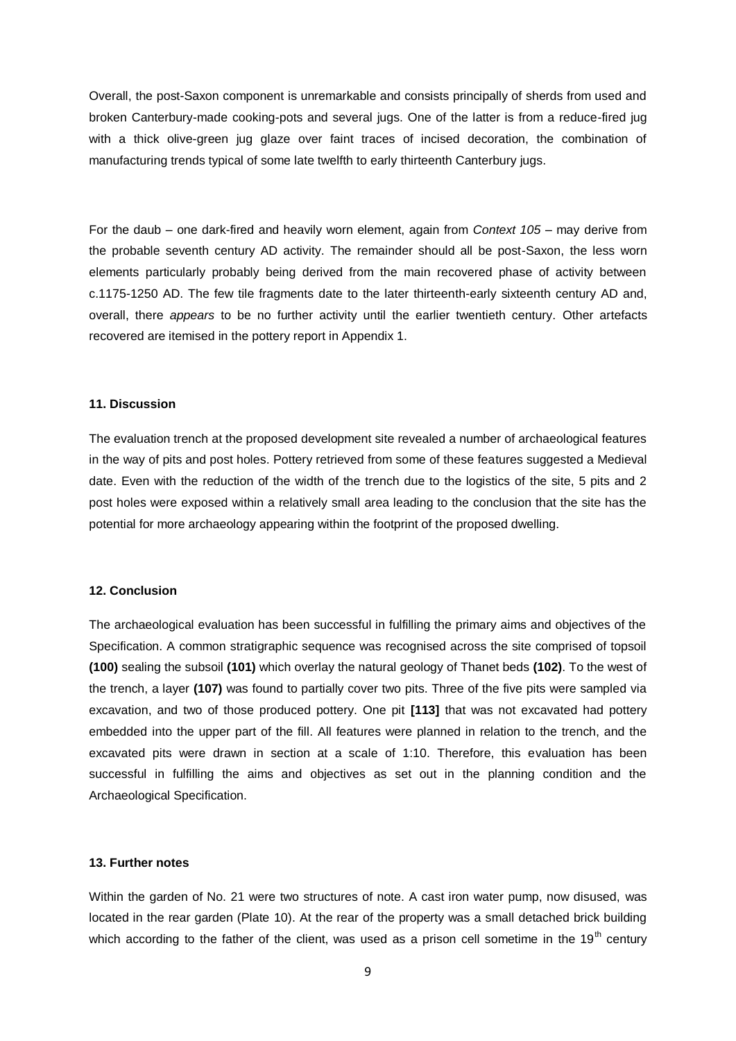Overall, the post-Saxon component is unremarkable and consists principally of sherds from used and broken Canterbury-made cooking-pots and several jugs. One of the latter is from a reduce-fired jug with a thick olive-green jug glaze over faint traces of incised decoration, the combination of manufacturing trends typical of some late twelfth to early thirteenth Canterbury jugs.

For the daub – one dark-fired and heavily worn element, again from *Context 105* – may derive from the probable seventh century AD activity. The remainder should all be post-Saxon, the less worn elements particularly probably being derived from the main recovered phase of activity between c.1175-1250 AD. The few tile fragments date to the later thirteenth-early sixteenth century AD and, overall, there *appears* to be no further activity until the earlier twentieth century. Other artefacts recovered are itemised in the pottery report in Appendix 1.

#### 11. Discussion

The evaluation trench at the proposed development site revealed a number of archaeological features in the way of pits and post holes. Pottery retrieved from some of these features suggested a Medieval date. Even with the reduction of the width of the trench due to the logistics of the site, 5 pits and 2 post holes were exposed within a relatively small area leading to the conclusion that the site has the potential for more archaeology appearing within the footprint of the proposed dwelling.

#### 12. Conclusion

The archaeological evaluation has been successful in fulfilling the primary aims and objectives of the Specification. A common stratigraphic sequence was recognised across the site comprised of topsoil **(100)** sealing the subsoil **(101)** which overlay the natural geology of Thanet beds **(102)**. To the west of the trench, a layer **(107)** was found to partially cover two pits. Three of the five pits were sampled via excavation, and two of those produced pottery. One pit **[113]** that was not excavated had pottery embedded into the upper part of the fill. All features were planned in relation to the trench, and the excavated pits were drawn in section at a scale of 1:10. Therefore, this evaluation has been successful in fulfilling the aims and objectives as set out in the planning condition and the Archaeological Specification.

#### 13. Further notes

Within the garden of No. 21 were two structures of note. A cast iron water pump, now disused, was located in the rear garden (Plate 10). At the rear of the property was a small detached brick building which according to the father of the client, was used as a prison cell sometime in the 19th century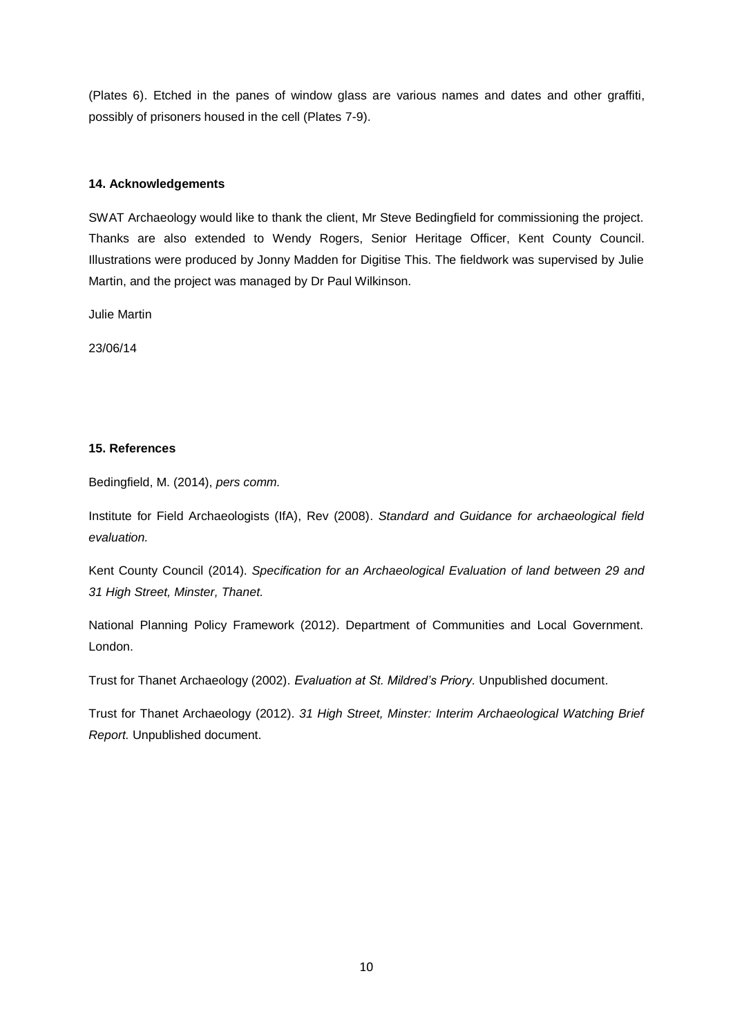(Plates 6). Etched in the panes of window glass are various names and dates and other graffiti, possibly of prisoners housed in the cell (Plates 7-9).

## 14. Acknowledgements

SWAT Archaeology would like to thank the client, Mr Steve Bedingfield for commissioning the project. Thanks are also extended to Wendy Rogers, Senior Heritage Officer, Kent County Council. Illustrations were produced by Jonny Madden for Digitise This. The fieldwork was supervised by Julie Martin, and the project was managed by Dr Paul Wilkinson.

Julie Martin

23/06/14

## 15. References

Bedingfield, M. (2014), *pers comm.*

Institute for Field Archaeologists (IfA), Rev (2008). *Standard and Guidance for archaeological field evaluation.*

Kent County Council (2014). *Specification for an Archaeological Evaluation of land between 29 and 31 High Street, Minster, Thanet.*

National Planning Policy Framework (2012). Department of Communities and Local Government. London.

Trust for Thanet Archaeology (2002). *Evaluation at St. Mildred's Priory.* Unpublished document.

Trust for Thanet Archaeology (2012). *31 High Street, Minster: Interim Archaeological Watching Brief Report.* Unpublished document.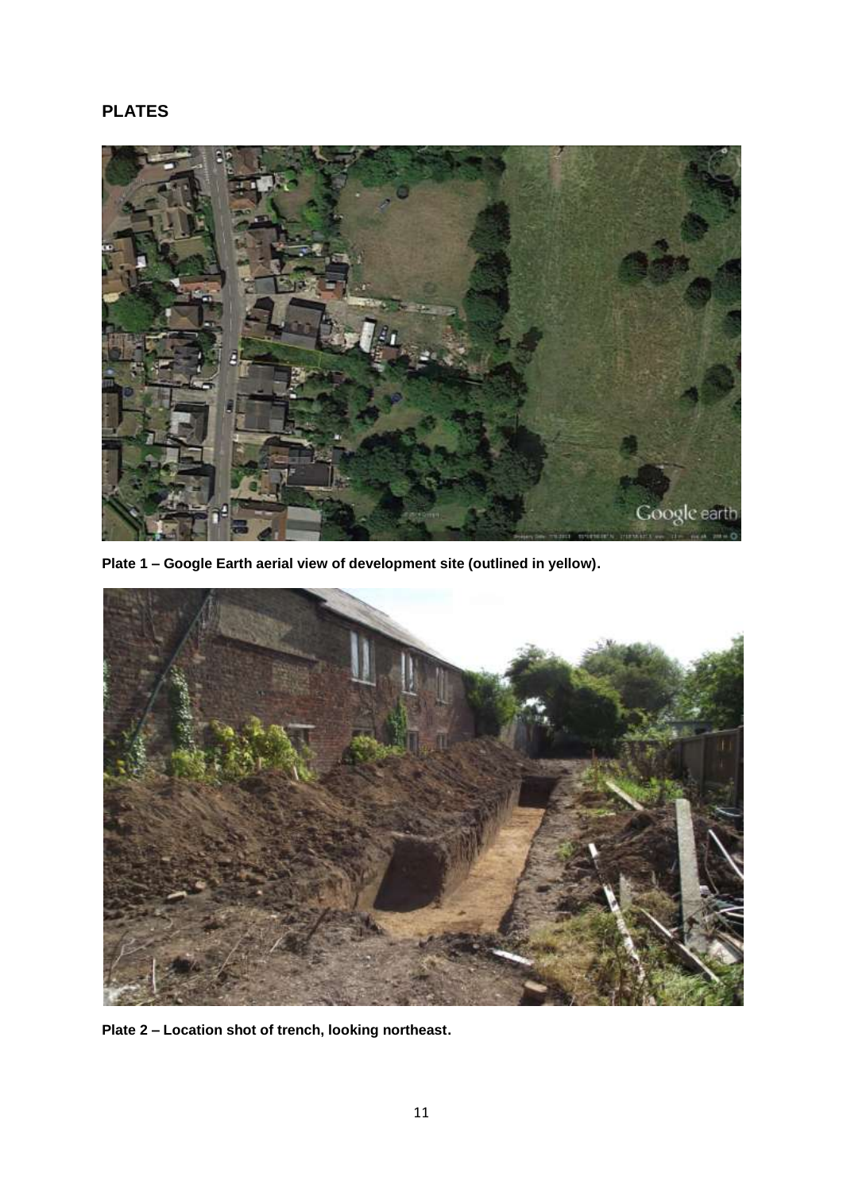## PLATES

**Plate 1 – Google Earth aerial view of development site (outlined in yellow).**

**Plate 2 – Location shot of trench, looking northeast.**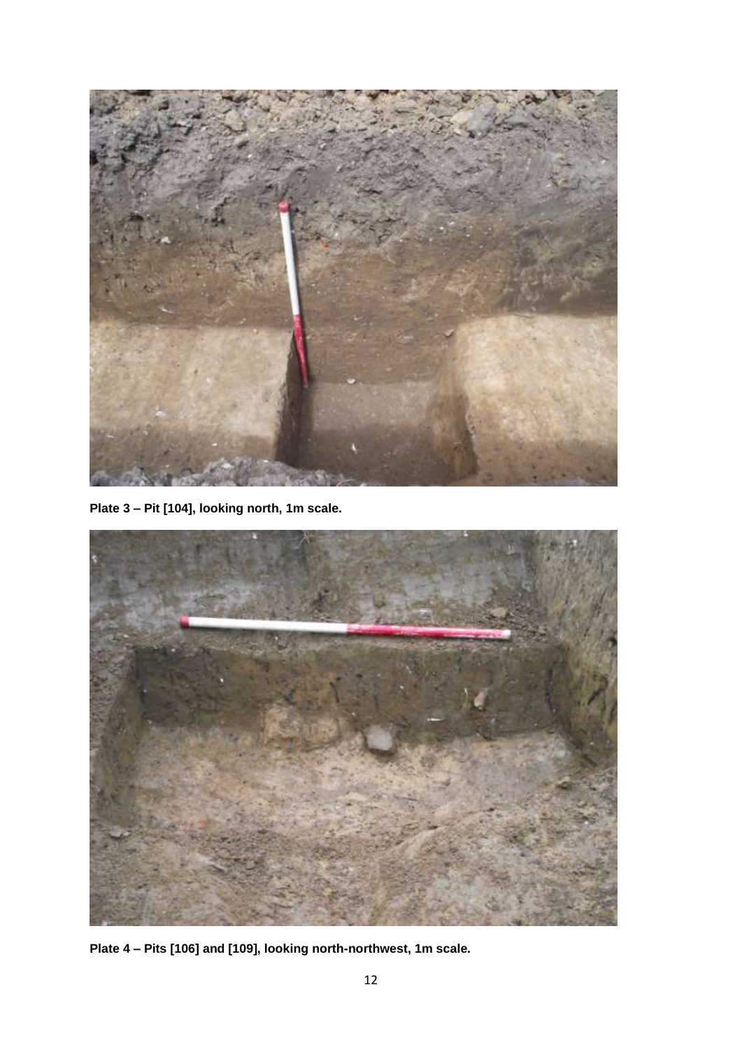**Plate 3 – Pit [104], looking north, 1m scale.**

**Plate 4 – Pits [106] and [109], looking north-northwest, 1m scale.**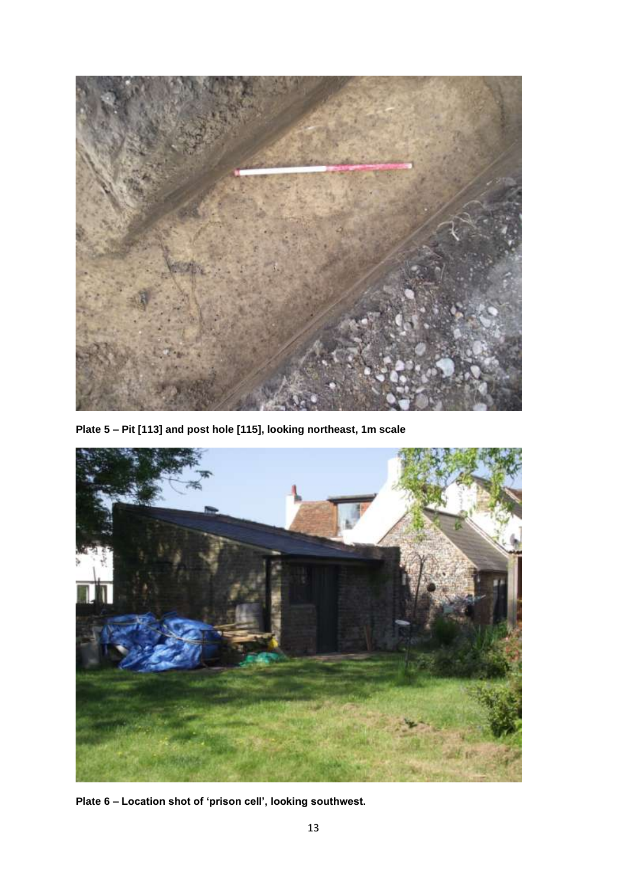**Plate 5 – Pit [113] and post hole [115], looking northeast, 1m scale**

**Plate 6 – Location shot of 'prison cell', looking southwest.**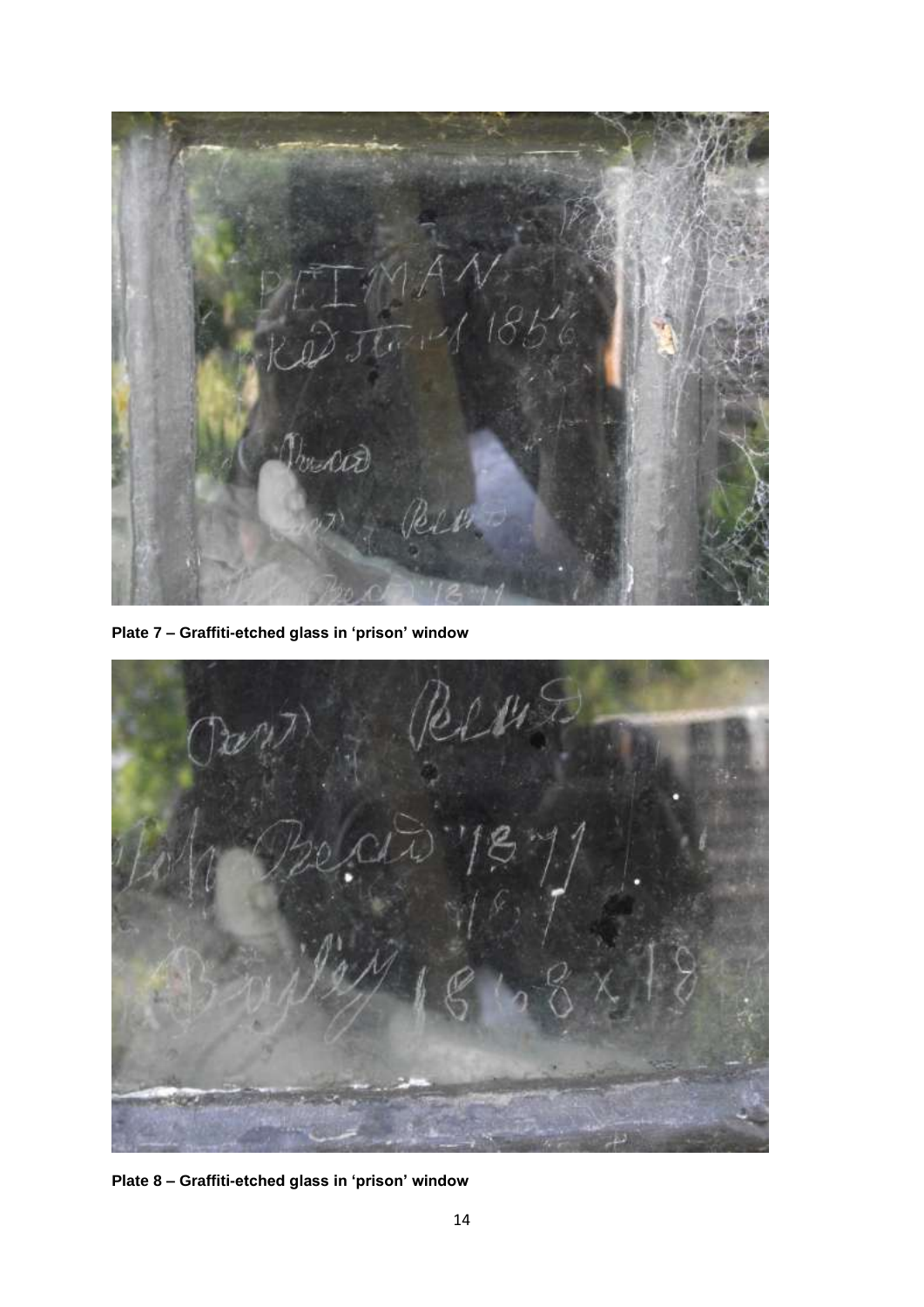Plate 7 – Graffiti-etched glass in 'prison' window

Plate 8 – Graffiti-etched glass in 'prison' window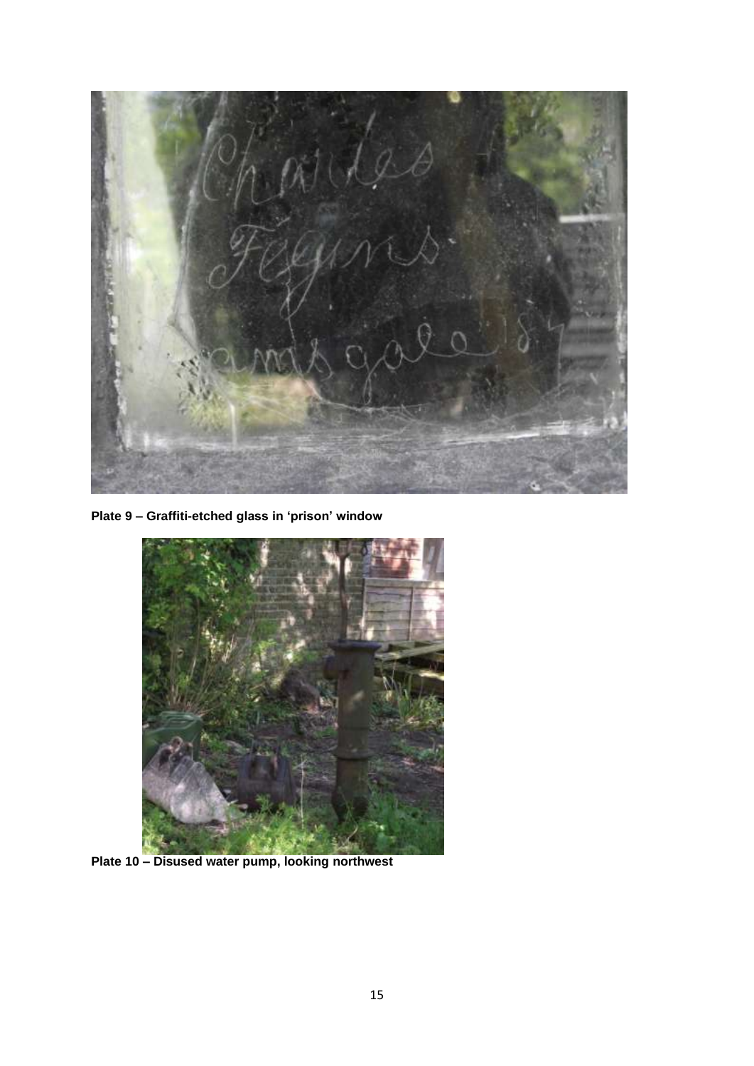**Plate 9 – Graffiti-etched glass in 'prison' window**

**Plate 10 – Disused water pump, looking northwest**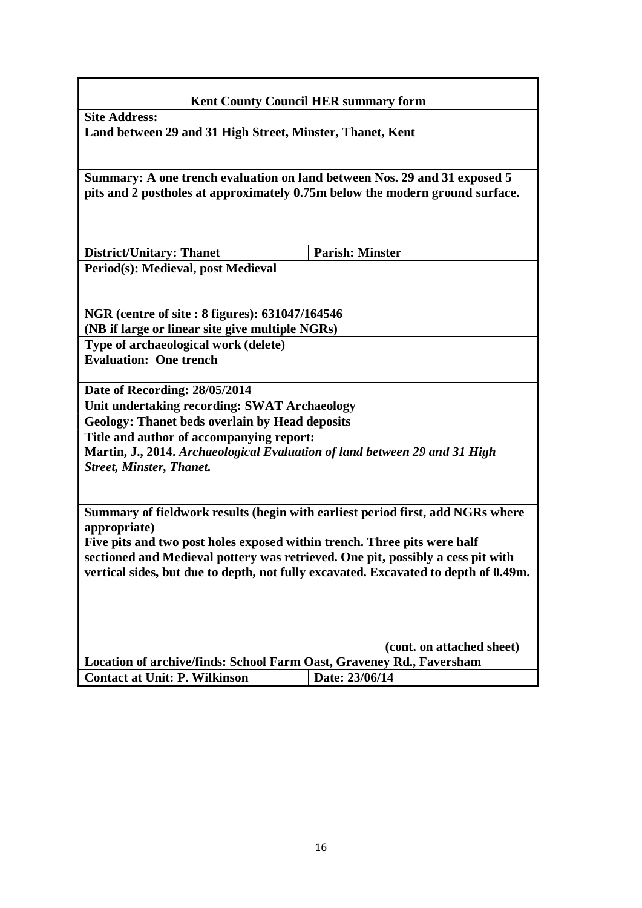**Kent County Council HER summary form**

**Site Address:**
**Land between 29 and 31 High Street, Minster, Thanet, Kent**

**Summary: A one trench evaluation on land between Nos. 29 and 31 exposed 5 pits and 2 postholes at approximately 0.75m below the modern ground surface.**

| **District/Unitary: Thanet** | **Parish: Minster** |
|---|---|

**Period(s): Medieval, post Medieval**

**NGR (centre of site : 8 figures): 631047/164546**
**(NB if large or linear site give multiple NGRs)**

**Type of archaeological work (delete)**
**Evaluation: One trench**

**Date of Recording: 28/05/2014**

**Unit undertaking recording: SWAT Archaeology**

**Geology: Thanet beds overlain by Head deposits**

**Title and author of accompanying report:**
**Martin, J., 2014.** ***Archaeological Evaluation of land between 29 and 31 High Street, Minster, Thanet.***

**Summary of fieldwork results (begin with earliest period first, add NGRs where appropriate)**
**Five pits and two post holes exposed within trench. Three pits were half sectioned and Medieval pottery was retrieved. One pit, possibly a cess pit with vertical sides, but due to depth, not fully excavated. Excavated to depth of 0.49m.**

**(cont. on attached sheet)**

**Location of archive/finds: School Farm Oast, Graveney Rd., Faversham**

| **Contact at Unit: P. Wilkinson** | **Date: 23/06/14** |
|---|---|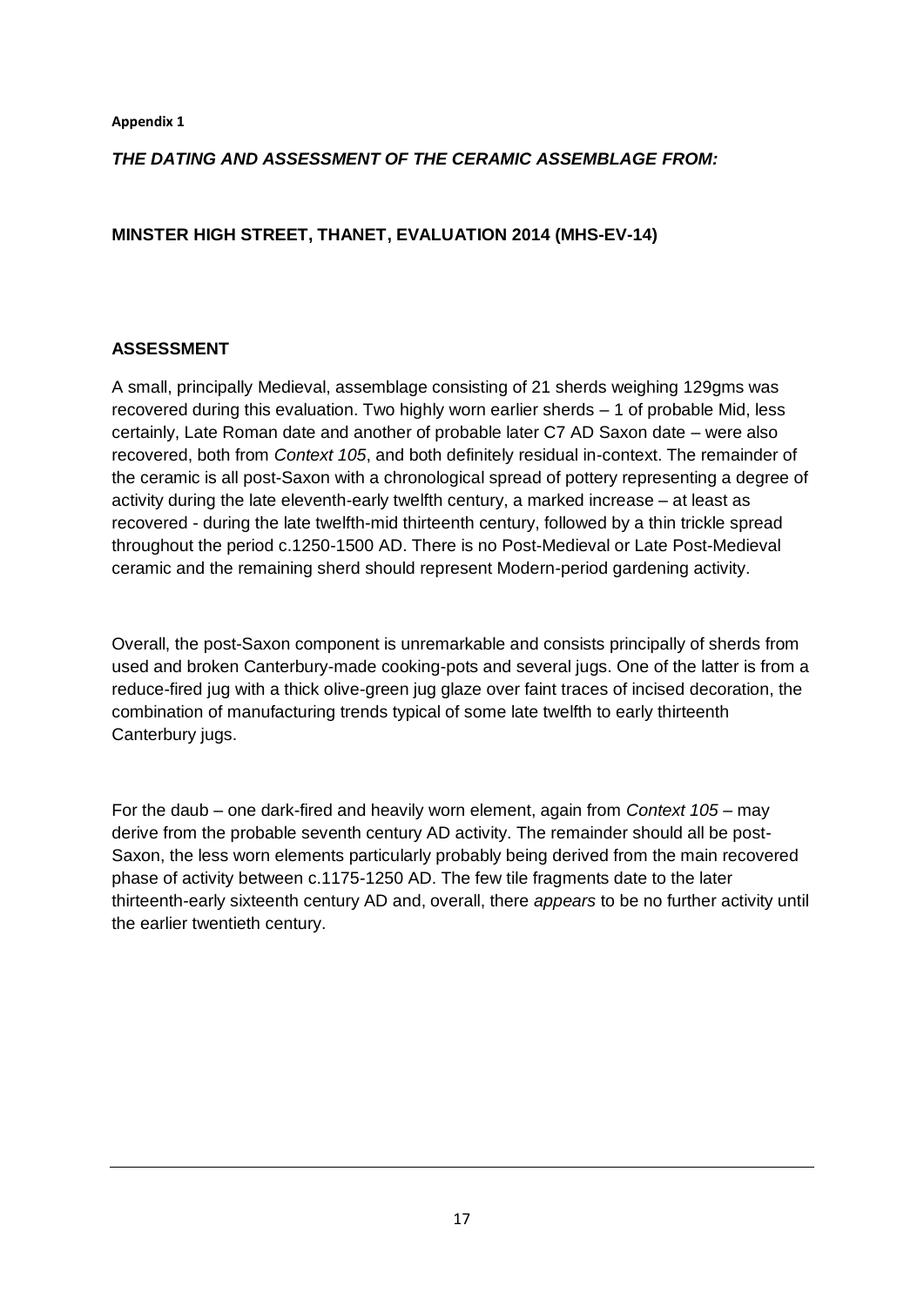**Appendix 1**

## *THE DATING AND ASSESSMENT OF THE CERAMIC ASSEMBLAGE FROM:*

## MINSTER HIGH STREET, THANET, EVALUATION 2014 (MHS-EV-14)

### ASSESSMENT

A small, principally Medieval, assemblage consisting of 21 sherds weighing 129gms was recovered during this evaluation. Two highly worn earlier sherds – 1 of probable Mid, less certainly, Late Roman date and another of probable later C7 AD Saxon date – were also recovered, both from *Context 105*, and both definitely residual in-context. The remainder of the ceramic is all post-Saxon with a chronological spread of pottery representing a degree of activity during the late eleventh-early twelfth century, a marked increase – at least as recovered - during the late twelfth-mid thirteenth century, followed by a thin trickle spread throughout the period c.1250-1500 AD. There is no Post-Medieval or Late Post-Medieval ceramic and the remaining sherd should represent Modern-period gardening activity.

Overall, the post-Saxon component is unremarkable and consists principally of sherds from used and broken Canterbury-made cooking-pots and several jugs. One of the latter is from a reduce-fired jug with a thick olive-green jug glaze over faint traces of incised decoration, the combination of manufacturing trends typical of some late twelfth to early thirteenth Canterbury jugs.

For the daub – one dark-fired and heavily worn element, again from *Context 105* – may derive from the probable seventh century AD activity. The remainder should all be post-Saxon, the less worn elements particularly probably being derived from the main recovered phase of activity between c.1175-1250 AD. The few tile fragments date to the later thirteenth-early sixteenth century AD and, overall, there *appears* to be no further activity until the earlier twentieth century.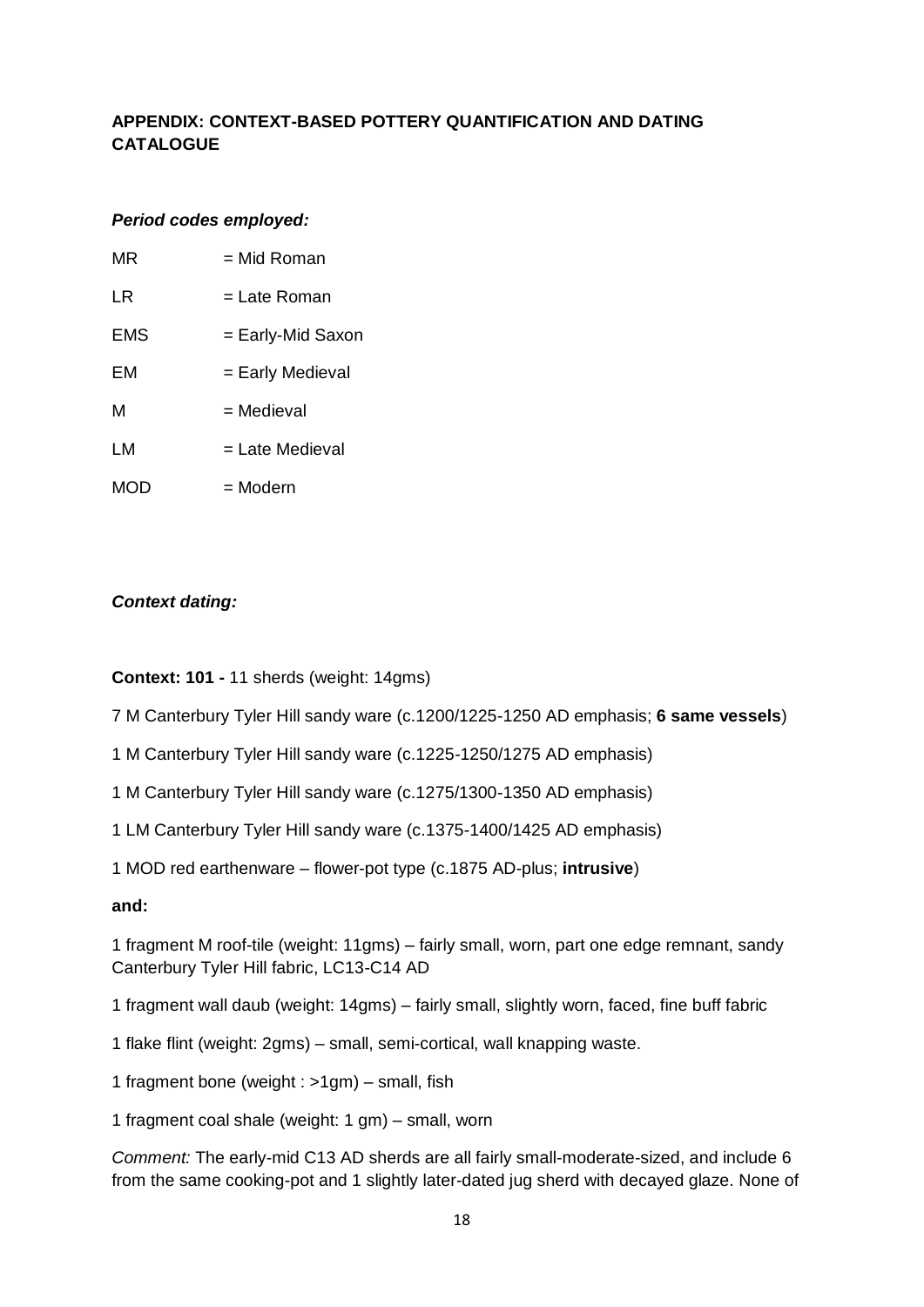## APPENDIX: CONTEXT-BASED POTTERY QUANTIFICATION AND DATING CATALOGUE

***Period codes employed:***

MR = Mid Roman

LR = Late Roman

EMS = Early-Mid Saxon

EM = Early Medieval

M = Medieval

LM = Late Medieval

MOD = Modern

***Context dating:***

**Context: 101 -** 11 sherds (weight: 14gms)

7 M Canterbury Tyler Hill sandy ware (c.1200/1225-1250 AD emphasis; **6 same vessels**)

1 M Canterbury Tyler Hill sandy ware (c.1225-1250/1275 AD emphasis)

1 M Canterbury Tyler Hill sandy ware (c.1275/1300-1350 AD emphasis)

1 LM Canterbury Tyler Hill sandy ware (c.1375-1400/1425 AD emphasis)

1 MOD red earthenware – flower-pot type (c.1875 AD-plus; **intrusive**)

**and:**

1 fragment M roof-tile (weight: 11gms) – fairly small, worn, part one edge remnant, sandy Canterbury Tyler Hill fabric, LC13-C14 AD

1 fragment wall daub (weight: 14gms) – fairly small, slightly worn, faced, fine buff fabric

1 flake flint (weight: 2gms) – small, semi-cortical, wall knapping waste.

1 fragment bone (weight : >1gm) – small, fish

1 fragment coal shale (weight: 1 gm) – small, worn

*Comment:* The early-mid C13 AD sherds are all fairly small-moderate-sized, and include 6 from the same cooking-pot and 1 slightly later-dated jug sherd with decayed glaze. None of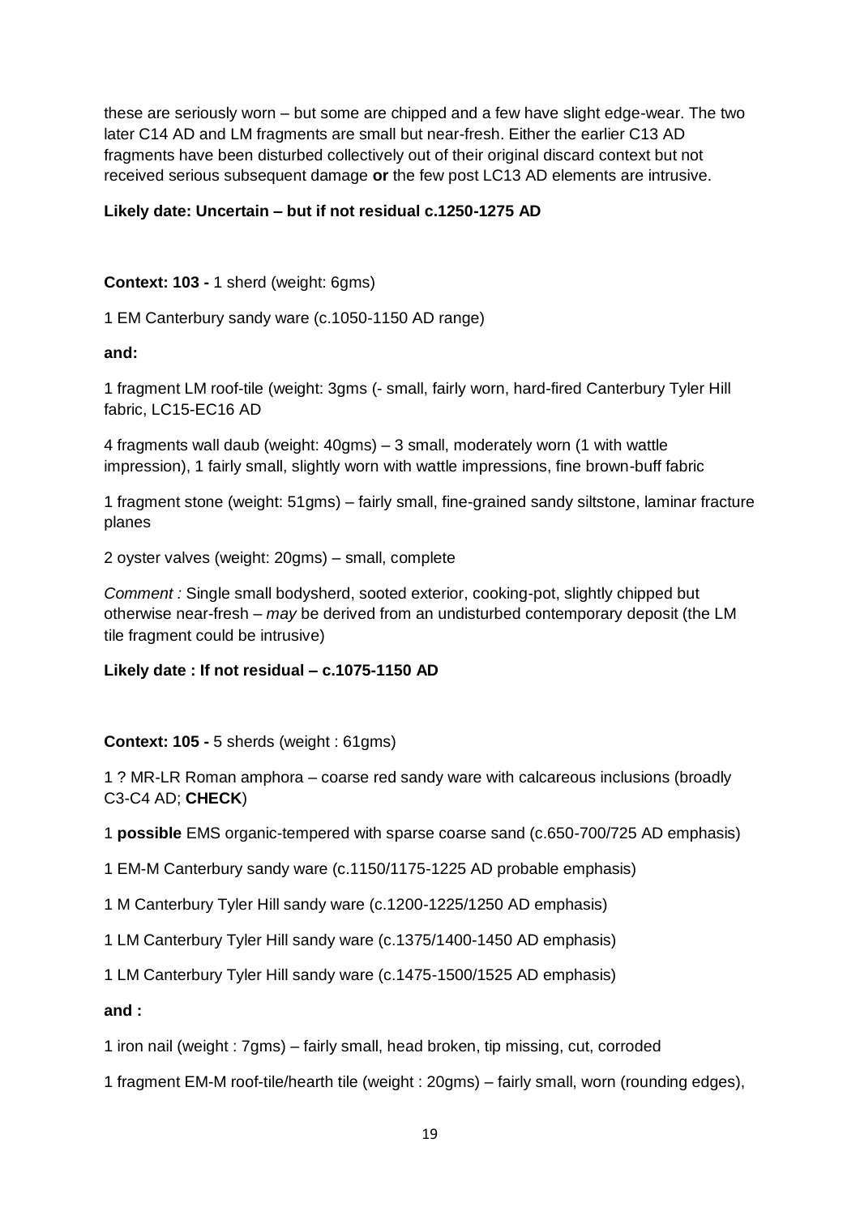these are seriously worn – but some are chipped and a few have slight edge-wear. The two later C14 AD and LM fragments are small but near-fresh. Either the earlier C13 AD fragments have been disturbed collectively out of their original discard context but not received serious subsequent damage **or** the few post LC13 AD elements are intrusive.

**Likely date: Uncertain – but if not residual c.1250-1275 AD**

**Context: 103 -** 1 sherd (weight: 6gms)

1 EM Canterbury sandy ware (c.1050-1150 AD range)

**and:**

1 fragment LM roof-tile (weight: 3gms (- small, fairly worn, hard-fired Canterbury Tyler Hill fabric, LC15-EC16 AD

4 fragments wall daub (weight: 40gms) – 3 small, moderately worn (1 with wattle impression), 1 fairly small, slightly worn with wattle impressions, fine brown-buff fabric

1 fragment stone (weight: 51gms) – fairly small, fine-grained sandy siltstone, laminar fracture planes

2 oyster valves (weight: 20gms) – small, complete

*Comment :* Single small bodysherd, sooted exterior, cooking-pot, slightly chipped but otherwise near-fresh – *may* be derived from an undisturbed contemporary deposit (the LM tile fragment could be intrusive)

**Likely date : If not residual – c.1075-1150 AD**

**Context: 105 -** 5 sherds (weight : 61gms)

1 ? MR-LR Roman amphora – coarse red sandy ware with calcareous inclusions (broadly C3-C4 AD; **CHECK**)

1 **possible** EMS organic-tempered with sparse coarse sand (c.650-700/725 AD emphasis)

1 EM-M Canterbury sandy ware (c.1150/1175-1225 AD probable emphasis)

1 M Canterbury Tyler Hill sandy ware (c.1200-1225/1250 AD emphasis)

1 LM Canterbury Tyler Hill sandy ware (c.1375/1400-1450 AD emphasis)

1 LM Canterbury Tyler Hill sandy ware (c.1475-1500/1525 AD emphasis)

**and :**

1 iron nail (weight : 7gms) – fairly small, head broken, tip missing, cut, corroded

1 fragment EM-M roof-tile/hearth tile (weight : 20gms) – fairly small, worn (rounding edges),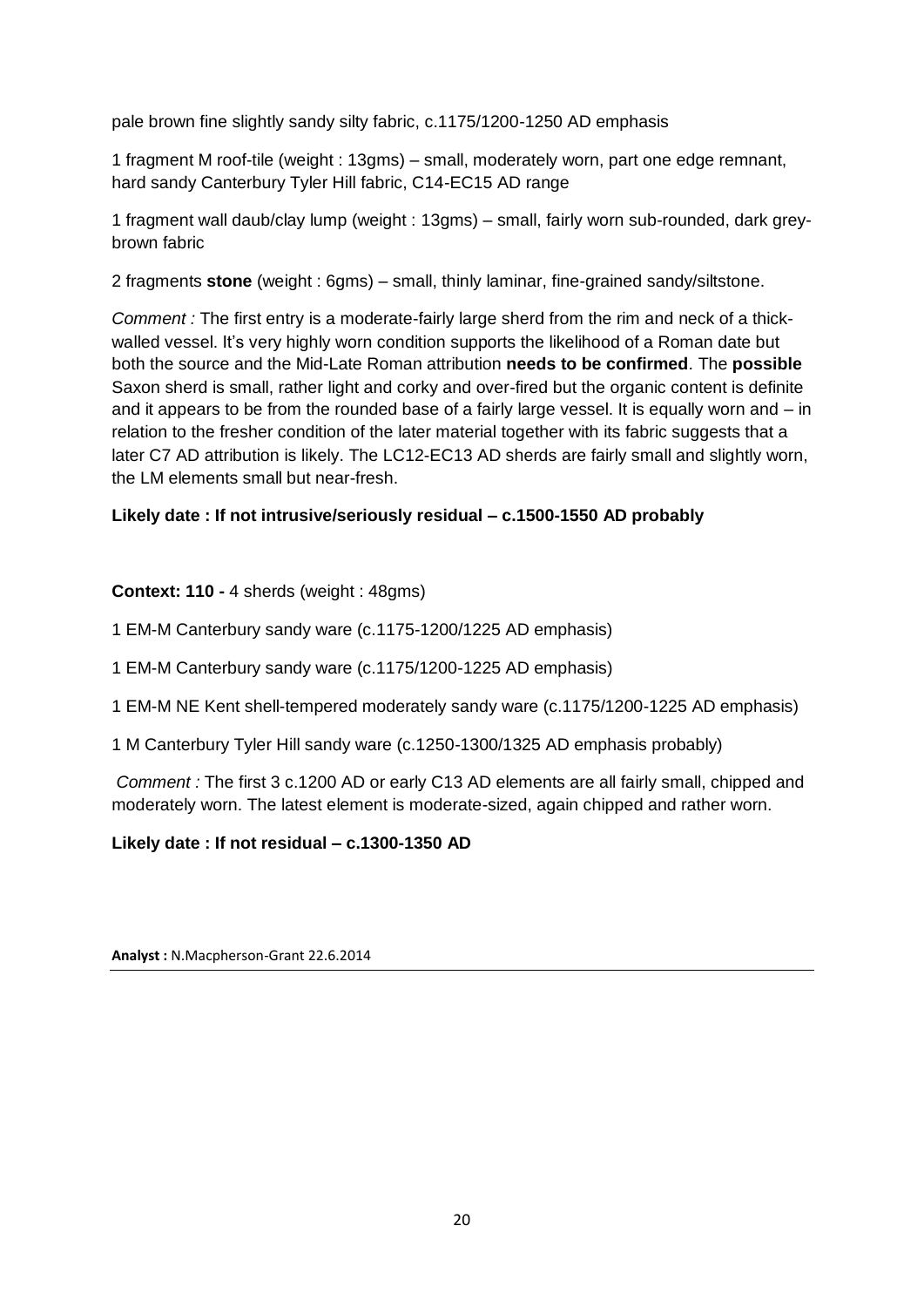pale brown fine slightly sandy silty fabric, c.1175/1200-1250 AD emphasis

1 fragment M roof-tile (weight : 13gms) – small, moderately worn, part one edge remnant, hard sandy Canterbury Tyler Hill fabric, C14-EC15 AD range

1 fragment wall daub/clay lump (weight : 13gms) – small, fairly worn sub-rounded, dark grey-brown fabric

2 fragments **stone** (weight : 6gms) – small, thinly laminar, fine-grained sandy/siltstone.

*Comment :* The first entry is a moderate-fairly large sherd from the rim and neck of a thick-walled vessel. It's very highly worn condition supports the likelihood of a Roman date but both the source and the Mid-Late Roman attribution **needs to be confirmed**. The **possible** Saxon sherd is small, rather light and corky and over-fired but the organic content is definite and it appears to be from the rounded base of a fairly large vessel. It is equally worn and – in relation to the fresher condition of the later material together with its fabric suggests that a later C7 AD attribution is likely. The LC12-EC13 AD sherds are fairly small and slightly worn, the LM elements small but near-fresh.

**Likely date : If not intrusive/seriously residual – c.1500-1550 AD probably**

**Context: 110 -** 4 sherds (weight : 48gms)

1 EM-M Canterbury sandy ware (c.1175-1200/1225 AD emphasis)

1 EM-M Canterbury sandy ware (c.1175/1200-1225 AD emphasis)

1 EM-M NE Kent shell-tempered moderately sandy ware (c.1175/1200-1225 AD emphasis)

1 M Canterbury Tyler Hill sandy ware (c.1250-1300/1325 AD emphasis probably)

*Comment :* The first 3 c.1200 AD or early C13 AD elements are all fairly small, chipped and moderately worn. The latest element is moderate-sized, again chipped and rather worn.

**Likely date : If not residual – c.1300-1350 AD**

**Analyst :** N.Macpherson-Grant 22.6.2014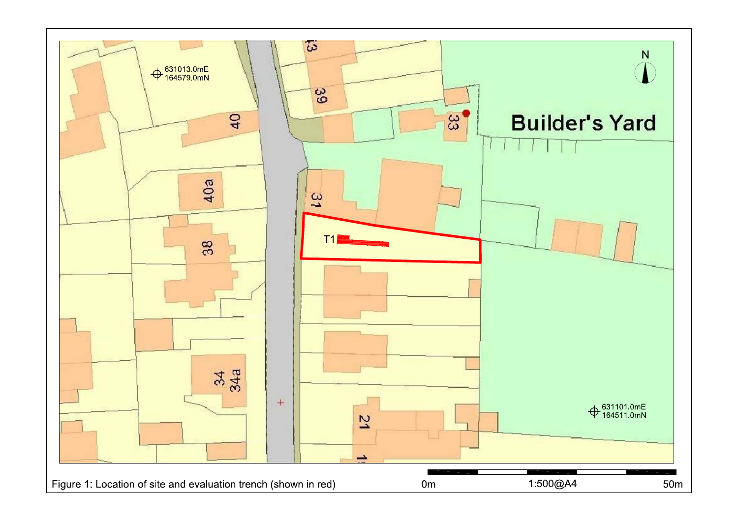Figure 1: Location of site and evaluation trench (shown in red)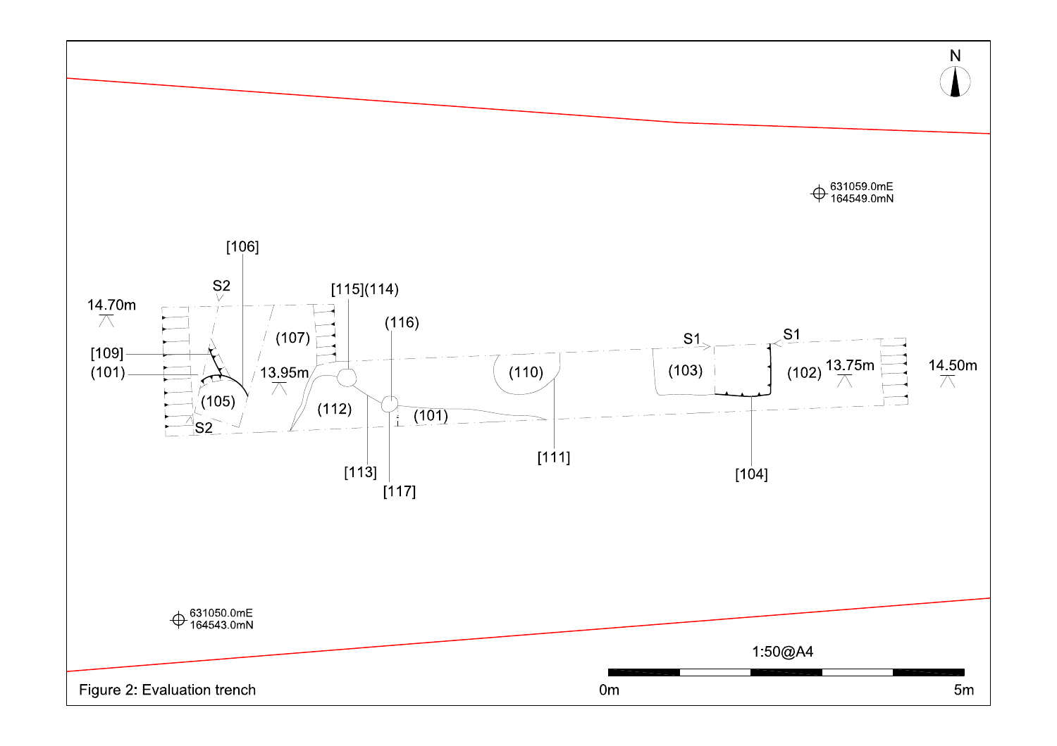N

631059.0mE
164549.0mN

[106]

S2

[115](114)

14.70m

(116)

(107)

S1

S1

[109]

(110)

(103)

(102)

13.75m

14.50m

(101)

13.95m

(105)

(112)

(101)

S2

[111]

[104]

[113]

[117]

631050.0mE
164543.0mN

1:50@A4

0m

5m

Figure 2: Evaluation trench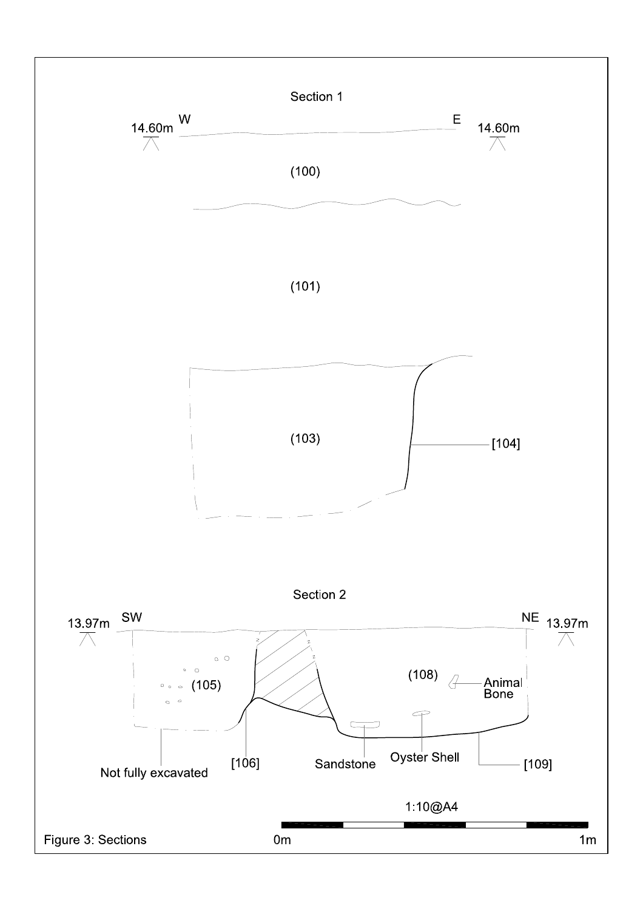Section 1

14.60m W

E 14.60m

(100)

(101)

(103)

[104]

Section 2

13.97m SW

NE 13.97m

(105)

(108)

Animal Bone

Not fully excavated

[106]

Sandstone

Oyster Shell

[109]

1:10@A4

0m

1m

Figure 3: Sections